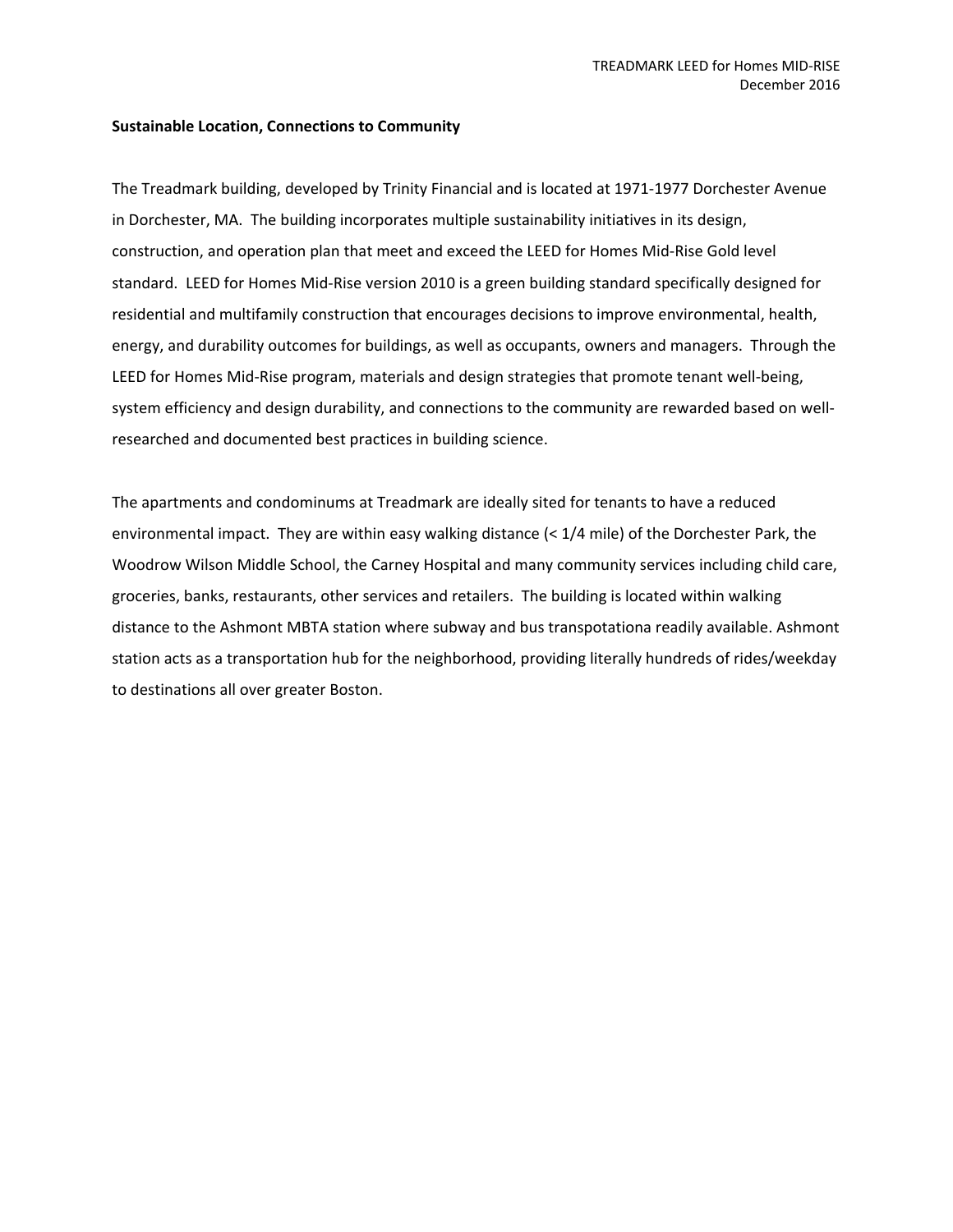**Sustainable Location, Connections to Community**

The Treadmark building, developed by Trinity Financial and is located at 1971-1977 Dorchester Avenue in Dorchester, MA. The building incorporates multiple sustainability initiatives in its design, construction, and operation plan that meet and exceed the LEED for Homes Mid-Rise Gold level standard. LEED for Homes Mid-Rise version 2010 is a green building standard specifically designed for residential and multifamily construction that encourages decisions to improve environmental, health, energy, and durability outcomes for buildings, as well as occupants, owners and managers. Through the LEED for Homes Mid-Rise program, materials and design strategies that promote tenant well-being, system efficiency and design durability, and connections to the community are rewarded based on well-researched and documented best practices in building science.

The apartments and condominums at Treadmark are ideally sited for tenants to have a reduced environmental impact. They are within easy walking distance (< 1/4 mile) of the Dorchester Park, the Woodrow Wilson Middle School, the Carney Hospital and many community services including child care, groceries, banks, restaurants, other services and retailers. The building is located within walking distance to the Ashmont MBTA station where subway and bus transpotationa readily available. Ashmont station acts as a transportation hub for the neighborhood, providing literally hundreds of rides/weekday to destinations all over greater Boston.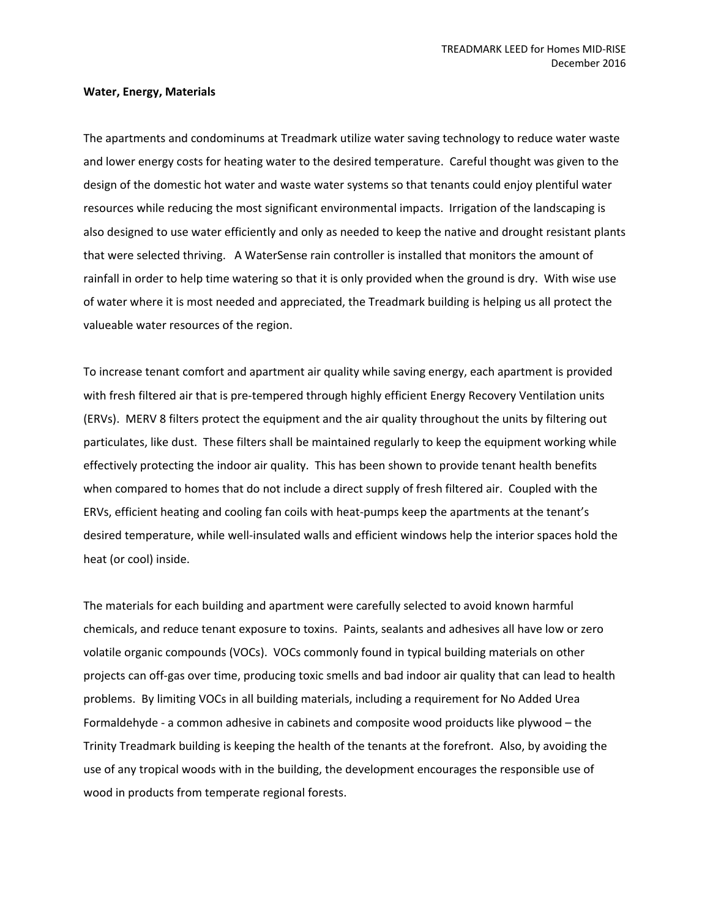**Water, Energy, Materials**

The apartments and condominums at Treadmark utilize water saving technology to reduce water waste and lower energy costs for heating water to the desired temperature. Careful thought was given to the design of the domestic hot water and waste water systems so that tenants could enjoy plentiful water resources while reducing the most significant environmental impacts. Irrigation of the landscaping is also designed to use water efficiently and only as needed to keep the native and drought resistant plants that were selected thriving. A WaterSense rain controller is installed that monitors the amount of rainfall in order to help time watering so that it is only provided when the ground is dry. With wise use of water where it is most needed and appreciated, the Treadmark building is helping us all protect the valueable water resources of the region.

To increase tenant comfort and apartment air quality while saving energy, each apartment is provided with fresh filtered air that is pre-tempered through highly efficient Energy Recovery Ventilation units (ERVs). MERV 8 filters protect the equipment and the air quality throughout the units by filtering out particulates, like dust. These filters shall be maintained regularly to keep the equipment working while effectively protecting the indoor air quality. This has been shown to provide tenant health benefits when compared to homes that do not include a direct supply of fresh filtered air. Coupled with the ERVs, efficient heating and cooling fan coils with heat-pumps keep the apartments at the tenant's desired temperature, while well-insulated walls and efficient windows help the interior spaces hold the heat (or cool) inside.

The materials for each building and apartment were carefully selected to avoid known harmful chemicals, and reduce tenant exposure to toxins. Paints, sealants and adhesives all have low or zero volatile organic compounds (VOCs). VOCs commonly found in typical building materials on other projects can off-gas over time, producing toxic smells and bad indoor air quality that can lead to health problems. By limiting VOCs in all building materials, including a requirement for No Added Urea Formaldehyde - a common adhesive in cabinets and composite wood proiducts like plywood – the Trinity Treadmark building is keeping the health of the tenants at the forefront. Also, by avoiding the use of any tropical woods with in the building, the development encourages the responsible use of wood in products from temperate regional forests.